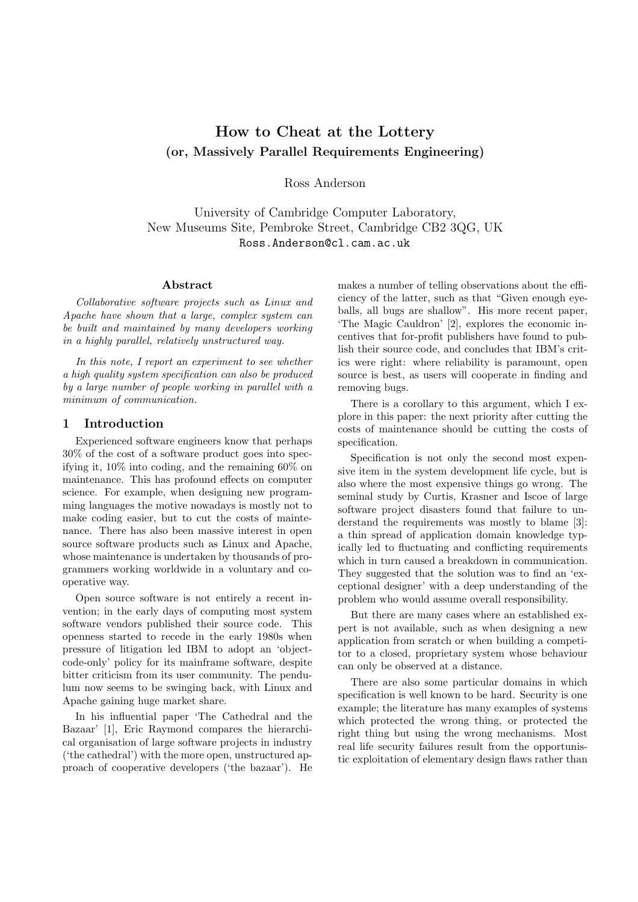# How to Cheat at the Lottery
## (or, Massively Parallel Requirements Engineering)

Ross Anderson

University of Cambridge Computer Laboratory,
New Museums Site, Pembroke Street, Cambridge CB2 3QG, UK
Ross.Anderson@cl.cam.ac.uk

### Abstract

*Collaborative software projects such as Linux and Apache have shown that a large, complex system can be built and maintained by many developers working in a highly parallel, relatively unstructured way.*

*In this note, I report an experiment to see whether a high quality system specification can also be produced by a large number of people working in parallel with a minimum of communication.*

## 1 Introduction

Experienced software engineers know that perhaps 30% of the cost of a software product goes into specifying it, 10% into coding, and the remaining 60% on maintenance. This has profound effects on computer science. For example, when designing new programming languages the motive nowadays is mostly not to make coding easier, but to cut the costs of maintenance. There has also been massive interest in open source software products such as Linux and Apache, whose maintenance is undertaken by thousands of programmers working worldwide in a voluntary and cooperative way.

Open source software is not entirely a recent invention; in the early days of computing most system software vendors published their source code. This openness started to recede in the early 1980s when pressure of litigation led IBM to adopt an 'object-code-only' policy for its mainframe software, despite bitter criticism from its user community. The pendulum now seems to be swinging back, with Linux and Apache gaining huge market share.

In his influential paper 'The Cathedral and the Bazaar' [1], Eric Raymond compares the hierarchical organisation of large software projects in industry ('the cathedral') with the more open, unstructured approach of cooperative developers ('the bazaar'). He makes a number of telling observations about the efficiency of the latter, such as that "Given enough eyeballs, all bugs are shallow". His more recent paper, 'The Magic Cauldron' [2], explores the economic incentives that for-profit publishers have found to publish their source code, and concludes that IBM's critics were right: where reliability is paramount, open source is best, as users will cooperate in finding and removing bugs.

There is a corollary to this argument, which I explore in this paper: the next priority after cutting the costs of maintenance should be cutting the costs of specification.

Specification is not only the second most expensive item in the system development life cycle, but is also where the most expensive things go wrong. The seminal study by Curtis, Krasner and Iscoe of large software project disasters found that failure to understand the requirements was mostly to blame [3]: a thin spread of application domain knowledge typically led to fluctuating and conflicting requirements which in turn caused a breakdown in communication. They suggested that the solution was to find an 'exceptional designer' with a deep understanding of the problem who would assume overall responsibility.

But there are many cases where an established expert is not available, such as when designing a new application from scratch or when building a competitor to a closed, proprietary system whose behaviour can only be observed at a distance.

There are also some particular domains in which specification is well known to be hard. Security is one example; the literature has many examples of systems which protected the wrong thing, or protected the right thing but using the wrong mechanisms. Most real life security failures result from the opportunistic exploitation of elementary design flaws rather than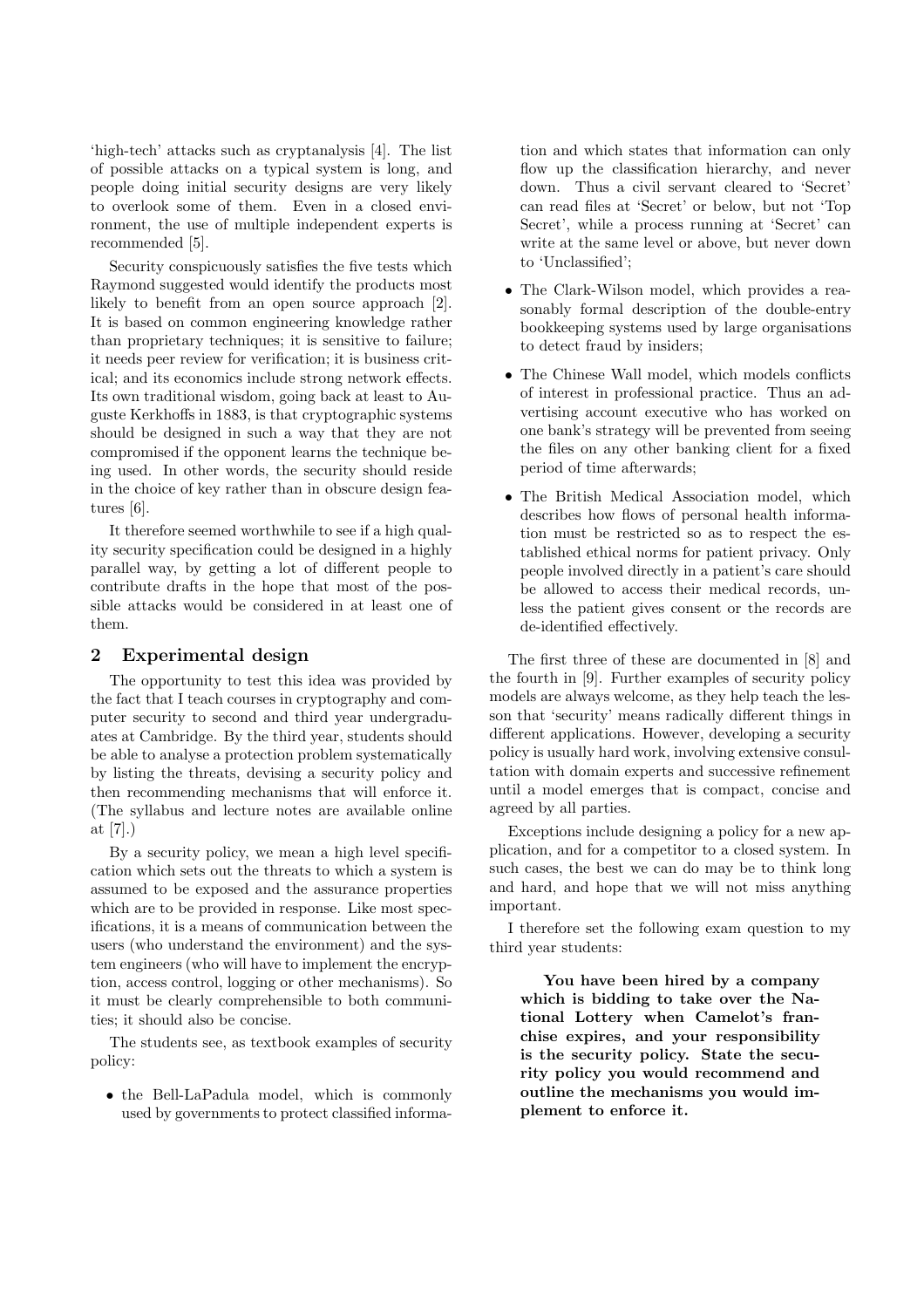'high-tech' attacks such as cryptanalysis [4]. The list of possible attacks on a typical system is long, and people doing initial security designs are very likely to overlook some of them. Even in a closed environment, the use of multiple independent experts is recommended [5].

Security conspicuously satisfies the five tests which Raymond suggested would identify the products most likely to benefit from an open source approach [2]. It is based on common engineering knowledge rather than proprietary techniques; it is sensitive to failure; it needs peer review for verification; it is business critical; and its economics include strong network effects. Its own traditional wisdom, going back at least to Auguste Kerkhoffs in 1883, is that cryptographic systems should be designed in such a way that they are not compromised if the opponent learns the technique being used. In other words, the security should reside in the choice of key rather than in obscure design features [6].

It therefore seemed worthwhile to see if a high quality security specification could be designed in a highly parallel way, by getting a lot of different people to contribute drafts in the hope that most of the possible attacks would be considered in at least one of them.

## 2 Experimental design

The opportunity to test this idea was provided by the fact that I teach courses in cryptography and computer security to second and third year undergraduates at Cambridge. By the third year, students should be able to analyse a protection problem systematically by listing the threats, devising a security policy and then recommending mechanisms that will enforce it. (The syllabus and lecture notes are available online at [7].)

By a security policy, we mean a high level specification which sets out the threats to which a system is assumed to be exposed and the assurance properties which are to be provided in response. Like most specifications, it is a means of communication between the users (who understand the environment) and the system engineers (who will have to implement the encryption, access control, logging or other mechanisms). So it must be clearly comprehensible to both communities; it should also be concise.

The students see, as textbook examples of security policy:

- the Bell-LaPadula model, which is commonly used by governments to protect classified information and which states that information can only flow up the classification hierarchy, and never down. Thus a civil servant cleared to 'Secret' can read files at 'Secret' or below, but not 'Top Secret', while a process running at 'Secret' can write at the same level or above, but never down to 'Unclassified';
- The Clark-Wilson model, which provides a reasonably formal description of the double-entry bookkeeping systems used by large organisations to detect fraud by insiders;
- The Chinese Wall model, which models conflicts of interest in professional practice. Thus an advertising account executive who has worked on one bank's strategy will be prevented from seeing the files on any other banking client for a fixed period of time afterwards;
- The British Medical Association model, which describes how flows of personal health information must be restricted so as to respect the established ethical norms for patient privacy. Only people involved directly in a patient's care should be allowed to access their medical records, unless the patient gives consent or the records are de-identified effectively.

The first three of these are documented in [8] and the fourth in [9]. Further examples of security policy models are always welcome, as they help teach the lesson that 'security' means radically different things in different applications. However, developing a security policy is usually hard work, involving extensive consultation with domain experts and successive refinement until a model emerges that is compact, concise and agreed by all parties.

Exceptions include designing a policy for a new application, and for a competitor to a closed system. In such cases, the best we can do may be to think long and hard, and hope that we will not miss anything important.

I therefore set the following exam question to my third year students:

> **You have been hired by a company which is bidding to take over the National Lottery when Camelot's franchise expires, and your responsibility is the security policy. State the security policy you would recommend and outline the mechanisms you would implement to enforce it.**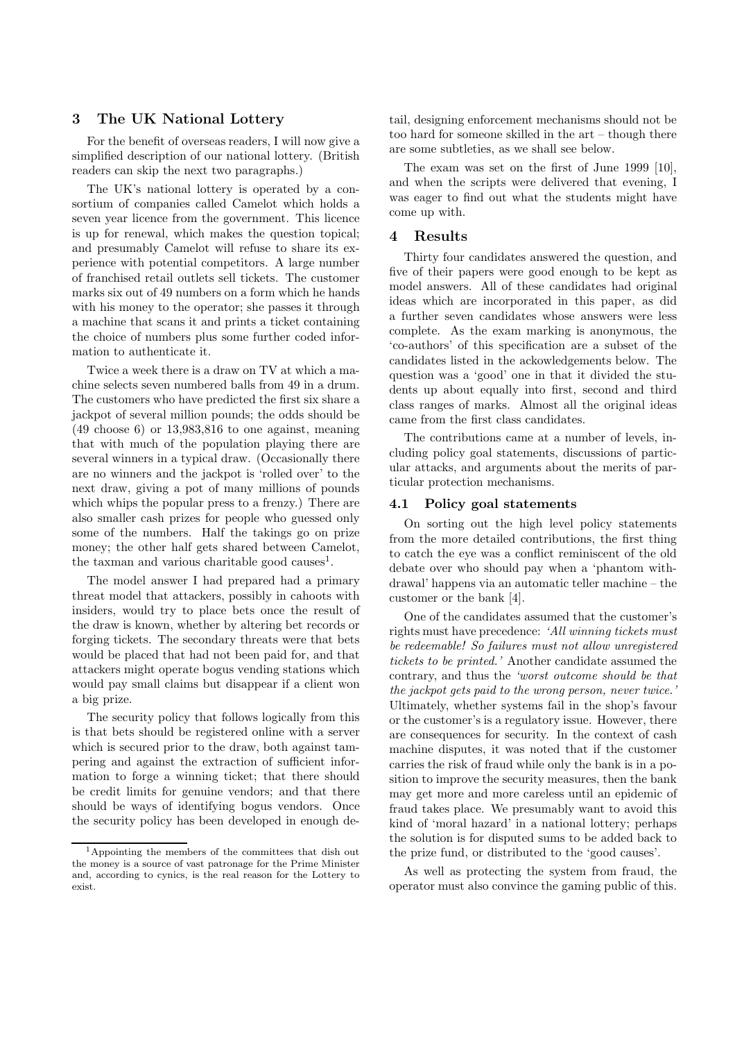## 3 The UK National Lottery

For the benefit of overseas readers, I will now give a simplified description of our national lottery. (British readers can skip the next two paragraphs.)

The UK's national lottery is operated by a consortium of companies called Camelot which holds a seven year licence from the government. This licence is up for renewal, which makes the question topical; and presumably Camelot will refuse to share its experience with potential competitors. A large number of franchised retail outlets sell tickets. The customer marks six out of 49 numbers on a form which he hands with his money to the operator; she passes it through a machine that scans it and prints a ticket containing the choice of numbers plus some further coded information to authenticate it.

Twice a week there is a draw on TV at which a machine selects seven numbered balls from 49 in a drum. The customers who have predicted the first six share a jackpot of several million pounds; the odds should be (49 choose 6) or 13,983,816 to one against, meaning that with much of the population playing there are several winners in a typical draw. (Occasionally there are no winners and the jackpot is 'rolled over' to the next draw, giving a pot of many millions of pounds which whips the popular press to a frenzy.) There are also smaller cash prizes for people who guessed only some of the numbers. Half the takings go on prize money; the other half gets shared between Camelot, the taxman and various charitable good causes[1].

The model answer I had prepared had a primary threat model that attackers, possibly in cahoots with insiders, would try to place bets once the result of the draw is known, whether by altering bet records or forging tickets. The secondary threats were that bets would be placed that had not been paid for, and that attackers might operate bogus vending stations which would pay small claims but disappear if a client won a big prize.

The security policy that follows logically from this is that bets should be registered online with a server which is secured prior to the draw, both against tampering and against the extraction of sufficient information to forge a winning ticket; that there should be credit limits for genuine vendors; and that there should be ways of identifying bogus vendors. Once the security policy has been developed in enough detail, designing enforcement mechanisms should not be too hard for someone skilled in the art – though there are some subtleties, as we shall see below.

The exam was set on the first of June 1999 [10], and when the scripts were delivered that evening, I was eager to find out what the students might have come up with.

[1] Appointing the members of the committees that dish out the money is a source of vast patronage for the Prime Minister and, according to cynics, is the real reason for the Lottery to exist.

## 4 Results

Thirty four candidates answered the question, and five of their papers were good enough to be kept as model answers. All of these candidates had original ideas which are incorporated in this paper, as did a further seven candidates whose answers were less complete. As the exam marking is anonymous, the 'co-authors' of this specification are a subset of the candidates listed in the ackowledgements below. The question was a 'good' one in that it divided the students up about equally into first, second and third class ranges of marks. Almost all the original ideas came from the first class candidates.

The contributions came at a number of levels, including policy goal statements, discussions of particular attacks, and arguments about the merits of particular protection mechanisms.

### 4.1 Policy goal statements

On sorting out the high level policy statements from the more detailed contributions, the first thing to catch the eye was a conflict reminiscent of the old debate over who should pay when a 'phantom withdrawal' happens via an automatic teller machine – the customer or the bank [4].

One of the candidates assumed that the customer's rights must have precedence: *'All winning tickets must be redeemable! So failures must not allow unregistered tickets to be printed.'* Another candidate assumed the contrary, and thus the *'worst outcome should be that the jackpot gets paid to the wrong person, never twice.'* Ultimately, whether systems fail in the shop's favour or the customer's is a regulatory issue. However, there are consequences for security. In the context of cash machine disputes, it was noted that if the customer carries the risk of fraud while only the bank is in a position to improve the security measures, then the bank may get more and more careless until an epidemic of fraud takes place. We presumably want to avoid this kind of 'moral hazard' in a national lottery; perhaps the solution is for disputed sums to be added back to the prize fund, or distributed to the 'good causes'.

As well as protecting the system from fraud, the operator must also convince the gaming public of this.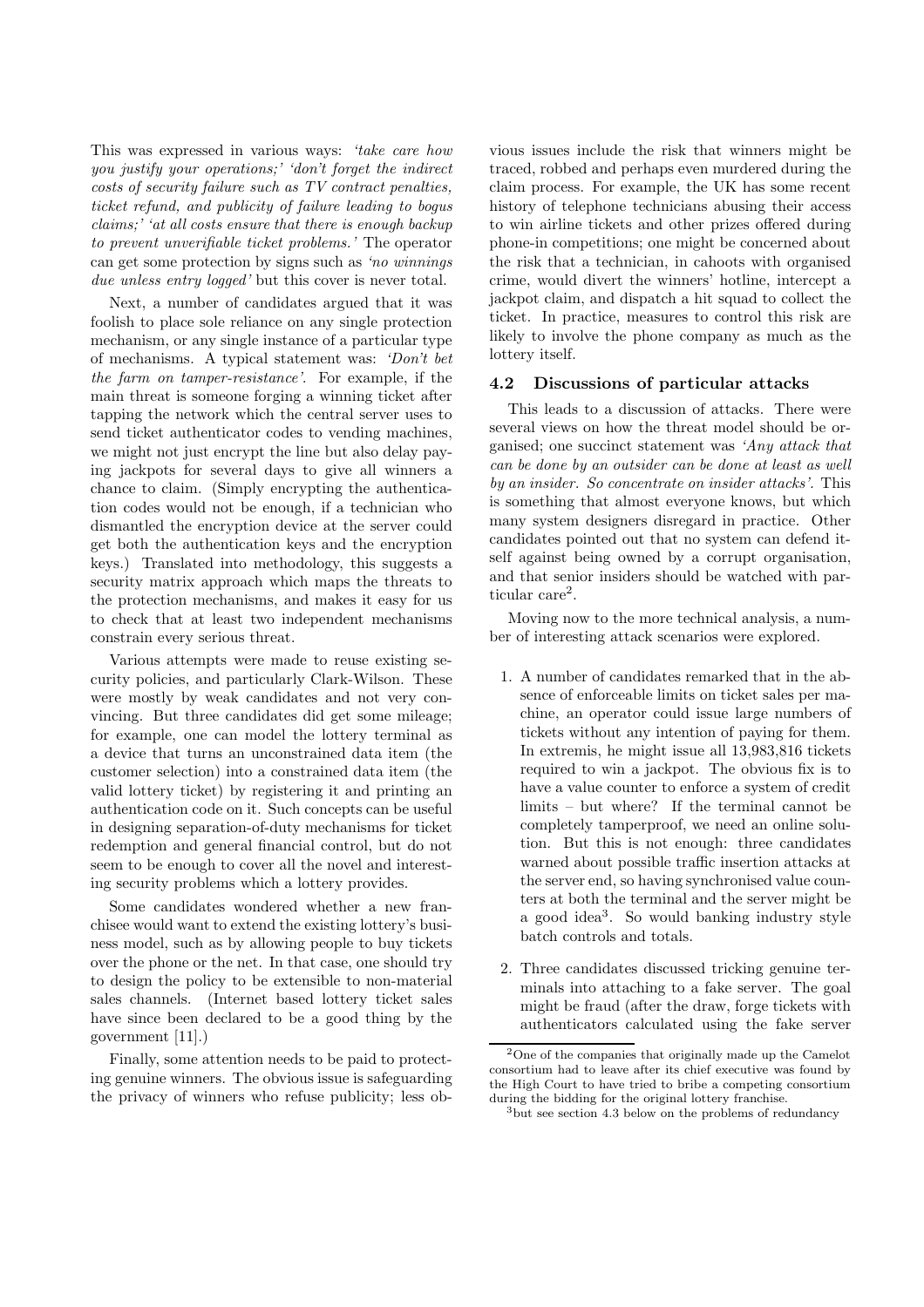This was expressed in various ways: *'take care how you justify your operations;' 'don't forget the indirect costs of security failure such as TV contract penalties, ticket refund, and publicity of failure leading to bogus claims;' 'at all costs ensure that there is enough backup to prevent unverifiable ticket problems.'* The operator can get some protection by signs such as *'no winnings due unless entry logged'* but this cover is never total.

Next, a number of candidates argued that it was foolish to place sole reliance on any single protection mechanism, or any single instance of a particular type of mechanisms. A typical statement was: *'Don't bet the farm on tamper-resistance'.* For example, if the main threat is someone forging a winning ticket after tapping the network which the central server uses to send ticket authenticator codes to vending machines, we might not just encrypt the line but also delay paying jackpots for several days to give all winners a chance to claim. (Simply encrypting the authentication codes would not be enough, if a technician who dismantled the encryption device at the server could get both the authentication keys and the encryption keys.) Translated into methodology, this suggests a security matrix approach which maps the threats to the protection mechanisms, and makes it easy for us to check that at least two independent mechanisms constrain every serious threat.

Various attempts were made to reuse existing security policies, and particularly Clark-Wilson. These were mostly by weak candidates and not very convincing. But three candidates did get some mileage; for example, one can model the lottery terminal as a device that turns an unconstrained data item (the customer selection) into a constrained data item (the valid lottery ticket) by registering it and printing an authentication code on it. Such concepts can be useful in designing separation-of-duty mechanisms for ticket redemption and general financial control, but do not seem to be enough to cover all the novel and interesting security problems which a lottery provides.

Some candidates wondered whether a new franchisee would want to extend the existing lottery's business model, such as by allowing people to buy tickets over the phone or the net. In that case, one should try to design the policy to be extensible to non-material sales channels. (Internet based lottery ticket sales have since been declared to be a good thing by the government [11].)

Finally, some attention needs to be paid to protecting genuine winners. The obvious issue is safeguarding the privacy of winners who refuse publicity; less obvious issues include the risk that winners might be traced, robbed and perhaps even murdered during the claim process. For example, the UK has some recent history of telephone technicians abusing their access to win airline tickets and other prizes offered during phone-in competitions; one might be concerned about the risk that a technician, in cahoots with organised crime, would divert the winners' hotline, intercept a jackpot claim, and dispatch a hit squad to collect the ticket. In practice, measures to control this risk are likely to involve the phone company as much as the lottery itself.

### 4.2 Discussions of particular attacks

This leads to a discussion of attacks. There were several views on how the threat model should be organised; one succinct statement was *'Any attack that can be done by an outsider can be done at least as well by an insider. So concentrate on insider attacks'.* This is something that almost everyone knows, but which many system designers disregard in practice. Other candidates pointed out that no system can defend itself against being owned by a corrupt organisation, and that senior insiders should be watched with particular care[2].

Moving now to the more technical analysis, a number of interesting attack scenarios were explored.

1. A number of candidates remarked that in the absence of enforceable limits on ticket sales per machine, an operator could issue large numbers of tickets without any intention of paying for them. In extremis, he might issue all 13,983,816 tickets required to win a jackpot. The obvious fix is to have a value counter to enforce a system of credit limits – but where? If the terminal cannot be completely tamperproof, we need an online solution. But this is not enough: three candidates warned about possible traffic insertion attacks at the server end, so having synchronised value counters at both the terminal and the server might be a good idea[3]. So would banking industry style batch controls and totals.

2. Three candidates discussed tricking genuine terminals into attaching to a fake server. The goal might be fraud (after the draw, forge tickets with authenticators calculated using the fake server

[2] One of the companies that originally made up the Camelot consortium had to leave after its chief executive was found by the High Court to have tried to bribe a competing consortium during the bidding for the original lottery franchise.

[3] but see section 4.3 below on the problems of redundancy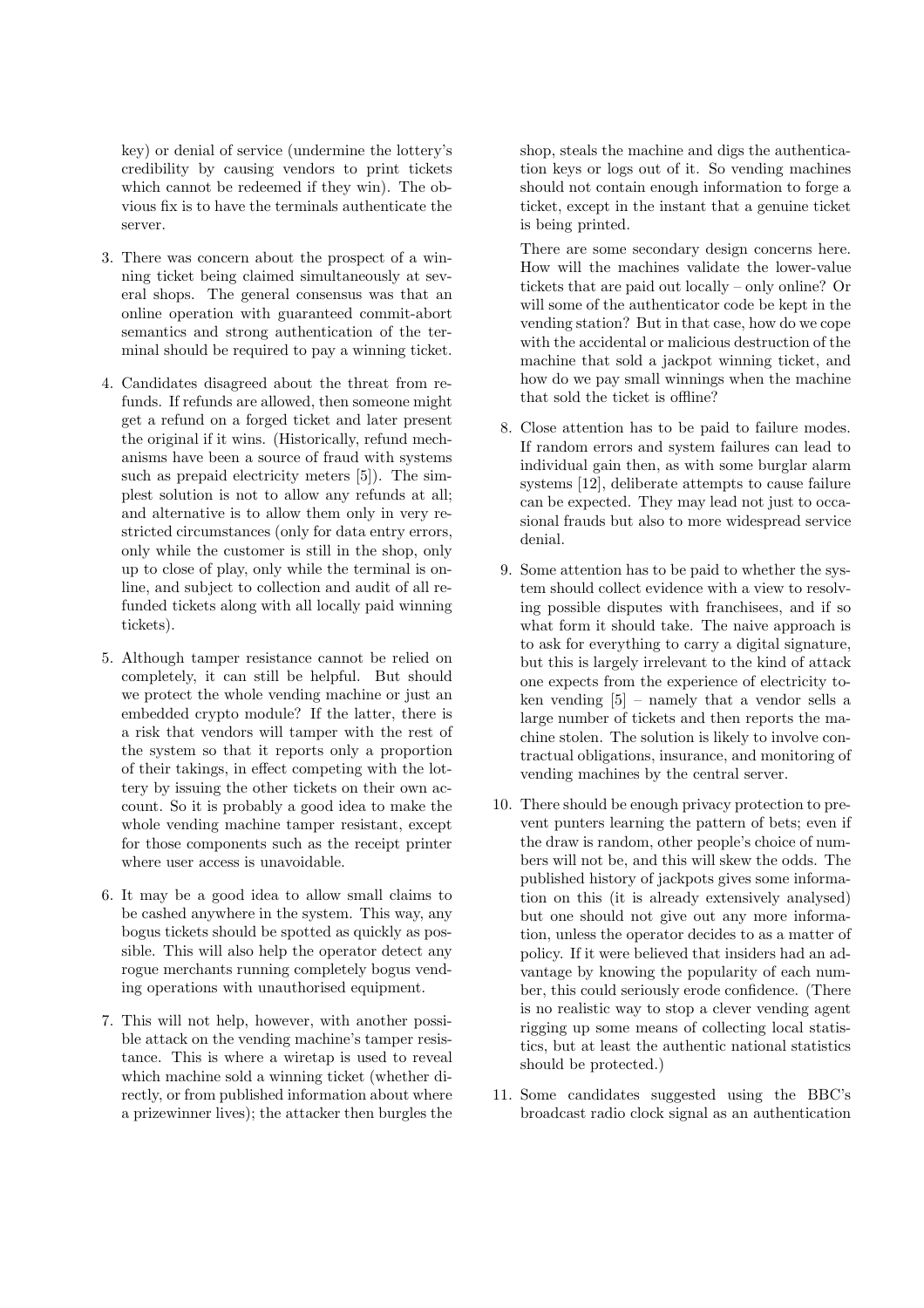key) or denial of service (undermine the lottery's credibility by causing vendors to print tickets which cannot be redeemed if they win). The obvious fix is to have the terminals authenticate the server.

3. There was concern about the prospect of a winning ticket being claimed simultaneously at several shops. The general consensus was that an online operation with guaranteed commit-abort semantics and strong authentication of the terminal should be required to pay a winning ticket.

4. Candidates disagreed about the threat from refunds. If refunds are allowed, then someone might get a refund on a forged ticket and later present the original if it wins. (Historically, refund mechanisms have been a source of fraud with systems such as prepaid electricity meters [5]). The simplest solution is not to allow any refunds at all; and alternative is to allow them only in very restricted circumstances (only for data entry errors, only while the customer is still in the shop, only up to close of play, only while the terminal is online, and subject to collection and audit of all refunded tickets along with all locally paid winning tickets).

5. Although tamper resistance cannot be relied on completely, it can still be helpful. But should we protect the whole vending machine or just an embedded crypto module? If the latter, there is a risk that vendors will tamper with the rest of the system so that it reports only a proportion of their takings, in effect competing with the lottery by issuing the other tickets on their own account. So it is probably a good idea to make the whole vending machine tamper resistant, except for those components such as the receipt printer where user access is unavoidable.

6. It may be a good idea to allow small claims to be cashed anywhere in the system. This way, any bogus tickets should be spotted as quickly as possible. This will also help the operator detect any rogue merchants running completely bogus vending operations with unauthorised equipment.

7. This will not help, however, with another possible attack on the vending machine's tamper resistance. This is where a wiretap is used to reveal which machine sold a winning ticket (whether directly, or from published information about where a prizewinner lives); the attacker then burgles the shop, steals the machine and digs the authentication keys or logs out of it. So vending machines should not contain enough information to forge a ticket, except in the instant that a genuine ticket is being printed.

   There are some secondary design concerns here. How will the machines validate the lower-value tickets that are paid out locally – only online? Or will some of the authenticator code be kept in the vending station? But in that case, how do we cope with the accidental or malicious destruction of the machine that sold a jackpot winning ticket, and how do we pay small winnings when the machine that sold the ticket is offline?

8. Close attention has to be paid to failure modes. If random errors and system failures can lead to individual gain then, as with some burglar alarm systems [12], deliberate attempts to cause failure can be expected. They may lead not just to occasional frauds but also to more widespread service denial.

9. Some attention has to be paid to whether the system should collect evidence with a view to resolving possible disputes with franchisees, and if so what form it should take. The naive approach is to ask for everything to carry a digital signature, but this is largely irrelevant to the kind of attack one expects from the experience of electricity token vending [5] – namely that a vendor sells a large number of tickets and then reports the machine stolen. The solution is likely to involve contractual obligations, insurance, and monitoring of vending machines by the central server.

10. There should be enough privacy protection to prevent punters learning the pattern of bets; even if the draw is random, other people's choice of numbers will not be, and this will skew the odds. The published history of jackpots gives some information on this (it is already extensively analysed) but one should not give out any more information, unless the operator decides to as a matter of policy. If it were believed that insiders had an advantage by knowing the popularity of each number, this could seriously erode confidence. (There is no realistic way to stop a clever vending agent rigging up some means of collecting local statistics, but at least the authentic national statistics should be protected.)

11. Some candidates suggested using the BBC's broadcast radio clock signal as an authentication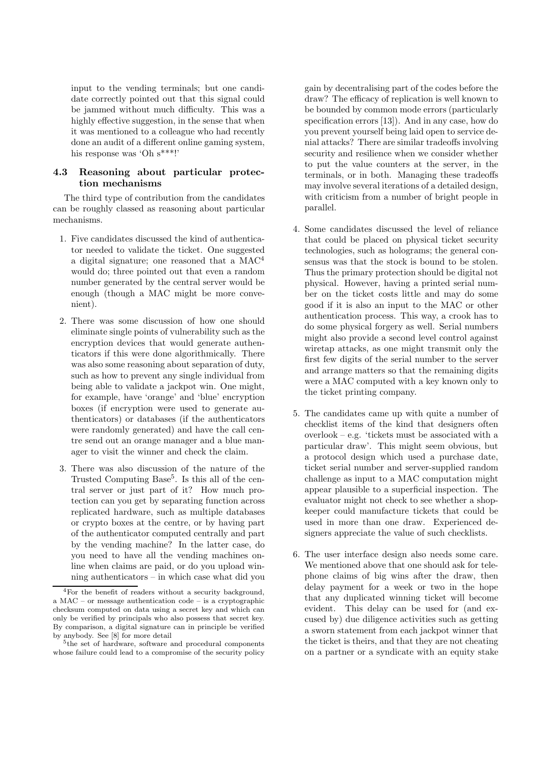input to the vending terminals; but one candidate correctly pointed out that this signal could be jammed without much difficulty. This was a highly effective suggestion, in the sense that when it was mentioned to a colleague who had recently done an audit of a different online gaming system, his response was 'Oh s***!'

### 4.3 Reasoning about particular protection mechanisms

The third type of contribution from the candidates can be roughly classed as reasoning about particular mechanisms.

1. Five candidates discussed the kind of authenticator needed to validate the ticket. One suggested a digital signature; one reasoned that a MAC[4] would do; three pointed out that even a random number generated by the central server would be enough (though a MAC might be more convenient).

2. There was some discussion of how one should eliminate single points of vulnerability such as the encryption devices that would generate authenticators if this were done algorithmically. There was also some reasoning about separation of duty, such as how to prevent any single individual from being able to validate a jackpot win. One might, for example, have 'orange' and 'blue' encryption boxes (if encryption were used to generate authenticators) or databases (if the authenticators were randomly generated) and have the call centre send out an orange manager and a blue manager to visit the winner and check the claim.

3. There was also discussion of the nature of the Trusted Computing Base[5]. Is this all of the central server or just part of it? How much protection can you get by separating function across replicated hardware, such as multiple databases or crypto boxes at the centre, or by having part of the authenticator computed centrally and part by the vending machine? In the latter case, do you need to have all the vending machines online when claims are paid, or do you upload winning authenticators – in which case what did you gain by decentralising part of the codes before the draw? The efficacy of replication is well known to be bounded by common mode errors (particularly specification errors [13]). And in any case, how do you prevent yourself being laid open to service denial attacks? There are similar tradeoffs involving security and resilience when we consider whether to put the value counters at the server, in the terminals, or in both. Managing these tradeoffs may involve several iterations of a detailed design, with criticism from a number of bright people in parallel.

4. Some candidates discussed the level of reliance that could be placed on physical ticket security technologies, such as holograms; the general consensus was that the stock is bound to be stolen. Thus the primary protection should be digital not physical. However, having a printed serial number on the ticket costs little and may do some good if it is also an input to the MAC or other authentication process. This way, a crook has to do some physical forgery as well. Serial numbers might also provide a second level control against wiretap attacks, as one might transmit only the first few digits of the serial number to the server and arrange matters so that the remaining digits were a MAC computed with a key known only to the ticket printing company.

5. The candidates came up with quite a number of checklist items of the kind that designers often overlook – e.g. 'tickets must be associated with a particular draw'. This might seem obvious, but a protocol design which used a purchase date, ticket serial number and server-supplied random challenge as input to a MAC computation might appear plausible to a superficial inspection. The evaluator might not check to see whether a shopkeeper could manufacture tickets that could be used in more than one draw. Experienced designers appreciate the value of such checklists.

6. The user interface design also needs some care. We mentioned above that one should ask for telephone claims of big wins after the draw, then delay payment for a week or two in the hope that any duplicated winning ticket will become evident. This delay can be used for (and excused by) due diligence activities such as getting a sworn statement from each jackpot winner that the ticket is theirs, and that they are not cheating on a partner or a syndicate with an equity stake

[4] For the benefit of readers without a security background, a MAC – or message authentication code – is a cryptographic checksum computed on data using a secret key and which can only be verified by principals who also possess that secret key. By comparison, a digital signature can in principle be verified by anybody. See [8] for more detail

[5] the set of hardware, software and procedural components whose failure could lead to a compromise of the security policy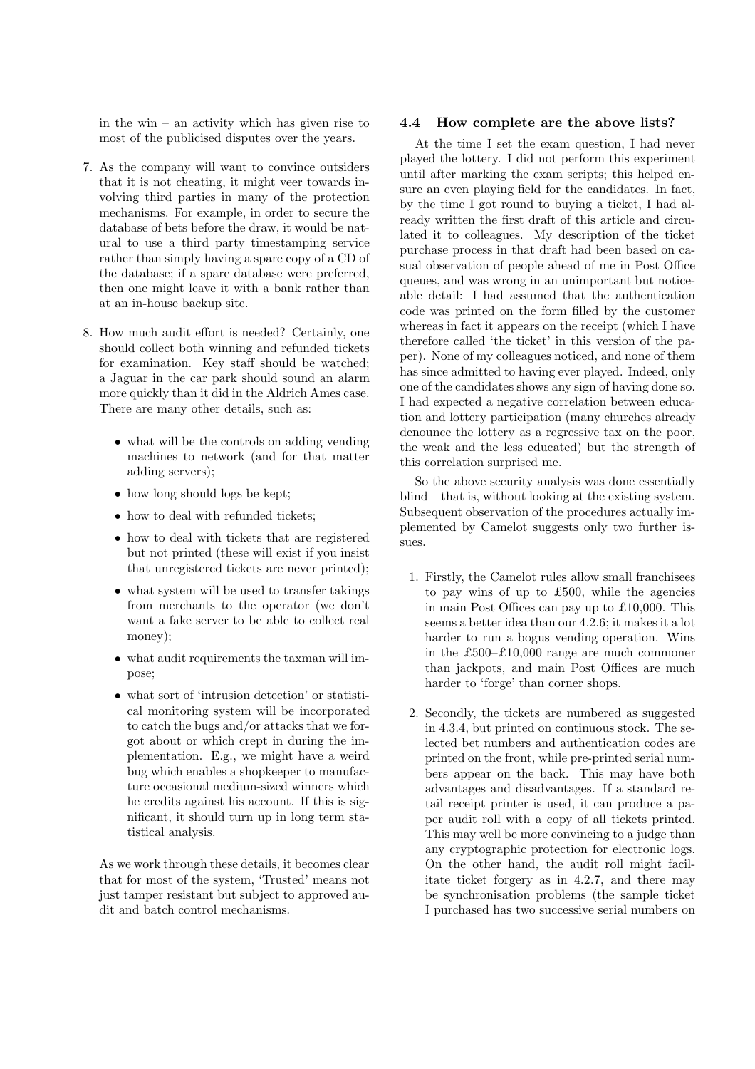in the win – an activity which has given rise to most of the publicised disputes over the years.

7. As the company will want to convince outsiders that it is not cheating, it might veer towards involving third parties in many of the protection mechanisms. For example, in order to secure the database of bets before the draw, it would be natural to use a third party timestamping service rather than simply having a spare copy of a CD of the database; if a spare database were preferred, then one might leave it with a bank rather than at an in-house backup site.

8. How much audit effort is needed? Certainly, one should collect both winning and refunded tickets for examination. Key staff should be watched; a Jaguar in the car park should sound an alarm more quickly than it did in the Aldrich Ames case. There are many other details, such as:

    - what will be the controls on adding vending machines to network (and for that matter adding servers);
    - how long should logs be kept;
    - how to deal with refunded tickets;
    - how to deal with tickets that are registered but not printed (these will exist if you insist that unregistered tickets are never printed);
    - what system will be used to transfer takings from merchants to the operator (we don't want a fake server to be able to collect real money);
    - what audit requirements the taxman will impose;
    - what sort of 'intrusion detection' or statistical monitoring system will be incorporated to catch the bugs and/or attacks that we forgot about or which crept in during the implementation. E.g., we might have a weird bug which enables a shopkeeper to manufacture occasional medium-sized winners which he credits against his account. If this is significant, it should turn up in long term statistical analysis.

As we work through these details, it becomes clear that for most of the system, 'Trusted' means not just tamper resistant but subject to approved audit and batch control mechanisms.

### 4.4 How complete are the above lists?

At the time I set the exam question, I had never played the lottery. I did not perform this experiment until after marking the exam scripts; this helped ensure an even playing field for the candidates. In fact, by the time I got round to buying a ticket, I had already written the first draft of this article and circulated it to colleagues. My description of the ticket purchase process in that draft had been based on casual observation of people ahead of me in Post Office queues, and was wrong in an unimportant but noticeable detail: I had assumed that the authentication code was printed on the form filled by the customer whereas in fact it appears on the receipt (which I have therefore called 'the ticket' in this version of the paper). None of my colleagues noticed, and none of them has since admitted to having ever played. Indeed, only one of the candidates shows any sign of having done so. I had expected a negative correlation between education and lottery participation (many churches already denounce the lottery as a regressive tax on the poor, the weak and the less educated) but the strength of this correlation surprised me.

So the above security analysis was done essentially blind – that is, without looking at the existing system. Subsequent observation of the procedures actually implemented by Camelot suggests only two further issues.

1. Firstly, the Camelot rules allow small franchisees to pay wins of up to £500, while the agencies in main Post Offices can pay up to £10,000. This seems a better idea than our 4.2.6; it makes it a lot harder to run a bogus vending operation. Wins in the £500–£10,000 range are much commoner than jackpots, and main Post Offices are much harder to 'forge' than corner shops.

2. Secondly, the tickets are numbered as suggested in 4.3.4, but printed on continuous stock. The selected bet numbers and authentication codes are printed on the front, while pre-printed serial numbers appear on the back. This may have both advantages and disadvantages. If a standard retail receipt printer is used, it can produce a paper audit roll with a copy of all tickets printed. This may well be more convincing to a judge than any cryptographic protection for electronic logs. On the other hand, the audit roll might facilitate ticket forgery as in 4.2.7, and there may be synchronisation problems (the sample ticket I purchased has two successive serial numbers on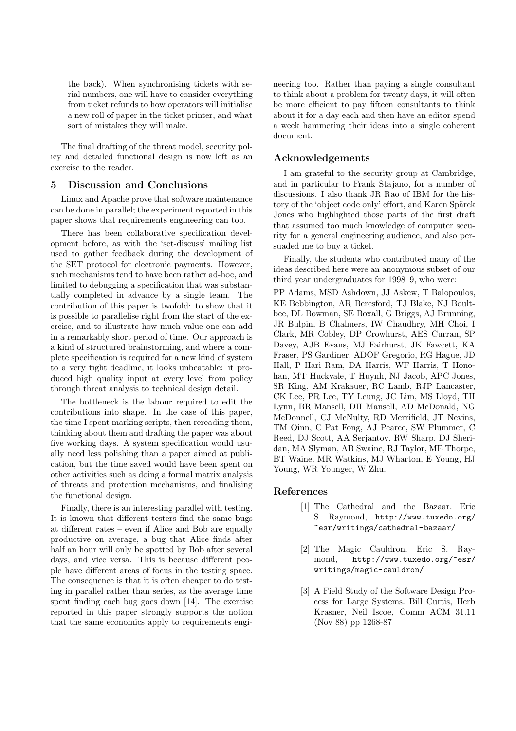the back). When synchronising tickets with serial numbers, one will have to consider everything from ticket refunds to how operators will initialise a new roll of paper in the ticket printer, and what sort of mistakes they will make.

The final drafting of the threat model, security policy and detailed functional design is now left as an exercise to the reader.

## 5 Discussion and Conclusions

Linux and Apache prove that software maintenance can be done in parallel; the experiment reported in this paper shows that requirements engineering can too.

There has been collaborative specification development before, as with the 'set-discuss' mailing list used to gather feedback during the development of the SET protocol for electronic payments. However, such mechanisms tend to have been rather ad-hoc, and limited to debugging a specification that was substantially completed in advance by a single team. The contribution of this paper is twofold: to show that it is possible to parallelise right from the start of the exercise, and to illustrate how much value one can add in a remarkably short period of time. Our approach is a kind of structured brainstorming, and where a complete specification is required for a new kind of system to a very tight deadline, it looks unbeatable: it produced high quality input at every level from policy through threat analysis to technical design detail.

The bottleneck is the labour required to edit the contributions into shape. In the case of this paper, the time I spent marking scripts, then rereading them, thinking about them and drafting the paper was about five working days. A system specification would usually need less polishing than a paper aimed at publication, but the time saved would have been spent on other activities such as doing a formal matrix analysis of threats and protection mechanisms, and finalising the functional design.

Finally, there is an interesting parallel with testing. It is known that different testers find the same bugs at different rates – even if Alice and Bob are equally productive on average, a bug that Alice finds after half an hour will only be spotted by Bob after several days, and vice versa. This is because different people have different areas of focus in the testing space. The consequence is that it is often cheaper to do testing in parallel rather than series, as the average time spent finding each bug goes down [14]. The exercise reported in this paper strongly supports the notion that the same economics apply to requirements engineering too. Rather than paying a single consultant to think about a problem for twenty days, it will often be more efficient to pay fifteen consultants to think about it for a day each and then have an editor spend a week hammering their ideas into a single coherent document.

## Acknowledgements

I am grateful to the security group at Cambridge, and in particular to Frank Stajano, for a number of discussions. I also thank JR Rao of IBM for the history of the 'object code only' effort, and Karen Spärck Jones who highlighted those parts of the first draft that assumed too much knowledge of computer security for a general engineering audience, and also persuaded me to buy a ticket.

Finally, the students who contributed many of the ideas described here were an anonymous subset of our third year undergraduates for 1998–9, who were:

PP Adams, MSD Ashdown, JJ Askew, T Balopoulos, KE Bebbington, AR Beresford, TJ Blake, NJ Boultbee, DL Bowman, SE Boxall, G Briggs, AJ Brunning, JR Bulpin, B Chalmers, IW Chaudhry, MH Choi, I Clark, MR Cobley, DP Crowhurst, AES Curran, SP Davey, AJB Evans, MJ Fairhurst, JK Fawcett, KA Fraser, PS Gardiner, ADOF Gregorio, RG Hague, JD Hall, P Hari Ram, DA Harris, WF Harris, T Honohan, MT Huckvale, T Huynh, NJ Jacob, APC Jones, SR King, AM Krakauer, RC Lamb, RJP Lancaster, CK Lee, PR Lee, TY Leung, JC Lim, MS Lloyd, TH Lynn, BR Mansell, DH Mansell, AD McDonald, NG McDonnell, CJ McNulty, RD Merrifield, JT Nevins, TM Oinn, C Pat Fong, AJ Pearce, SW Plummer, C Reed, DJ Scott, AA Serjantov, RW Sharp, DJ Sheridan, MA Slyman, AB Swaine, RJ Taylor, ME Thorpe, BT Waine, MR Watkins, MJ Wharton, E Young, HJ Young, WR Younger, W Zhu.

## References

[1] The Cathedral and the Bazaar. Eric S. Raymond, `http://www.tuxedo.org/~esr/writings/cathedral-bazaar/`

[2] The Magic Cauldron. Eric S. Raymond, `http://www.tuxedo.org/~esr/writings/magic-cauldron/`

[3] A Field Study of the Software Design Process for Large Systems. Bill Curtis, Herb Krasner, Neil Iscoe, Comm ACM 31.11 (Nov 88) pp 1268-87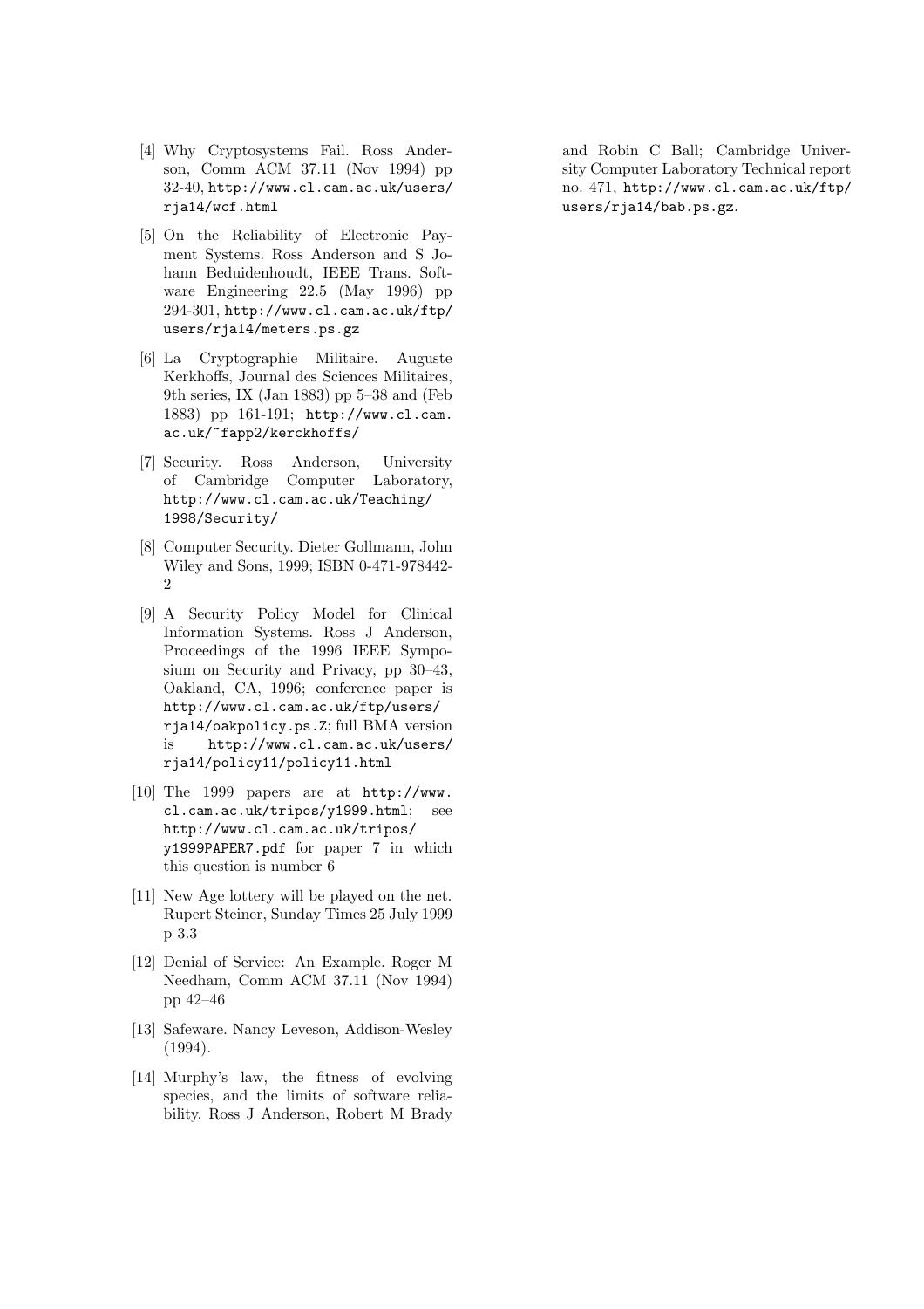[4] Why Cryptosystems Fail. Ross Anderson, Comm ACM 37.11 (Nov 1994) pp 32-40, http://www.cl.cam.ac.uk/users/rja14/wcf.html

[5] On the Reliability of Electronic Payment Systems. Ross Anderson and S Johann Beduidenhoudt, IEEE Trans. Software Engineering 22.5 (May 1996) pp 294-301, http://www.cl.cam.ac.uk/ftp/users/rja14/meters.ps.gz

[6] La Cryptographie Militaire. Auguste Kerkhoffs, Journal des Sciences Militaires, 9th series, IX (Jan 1883) pp 5–38 and (Feb 1883) pp 161-191; http://www.cl.cam.ac.uk/~fapp2/kerckhoffs/

[7] Security. Ross Anderson, University of Cambridge Computer Laboratory, http://www.cl.cam.ac.uk/Teaching/1998/Security/

[8] Computer Security. Dieter Gollmann, John Wiley and Sons, 1999; ISBN 0-471-978442-2

[9] A Security Policy Model for Clinical Information Systems. Ross J Anderson, Proceedings of the 1996 IEEE Symposium on Security and Privacy, pp 30–43, Oakland, CA, 1996; conference paper is http://www.cl.cam.ac.uk/ftp/users/rja14/oakpolicy.ps.Z; full BMA version is http://www.cl.cam.ac.uk/users/rja14/policy11/policy11.html

[10] The 1999 papers are at http://www.cl.cam.ac.uk/tripos/y1999.html; see http://www.cl.cam.ac.uk/tripos/y1999PAPER7.pdf for paper 7 in which this question is number 6

[11] New Age lottery will be played on the net. Rupert Steiner, Sunday Times 25 July 1999 p 3.3

[12] Denial of Service: An Example. Roger M Needham, Comm ACM 37.11 (Nov 1994) pp 42–46

[13] Safeware. Nancy Leveson, Addison-Wesley (1994).

[14] Murphy's law, the fitness of evolving species, and the limits of software reliability. Ross J Anderson, Robert M Brady and Robin C Ball; Cambridge University Computer Laboratory Technical report no. 471, http://www.cl.cam.ac.uk/ftp/users/rja14/bab.ps.gz.